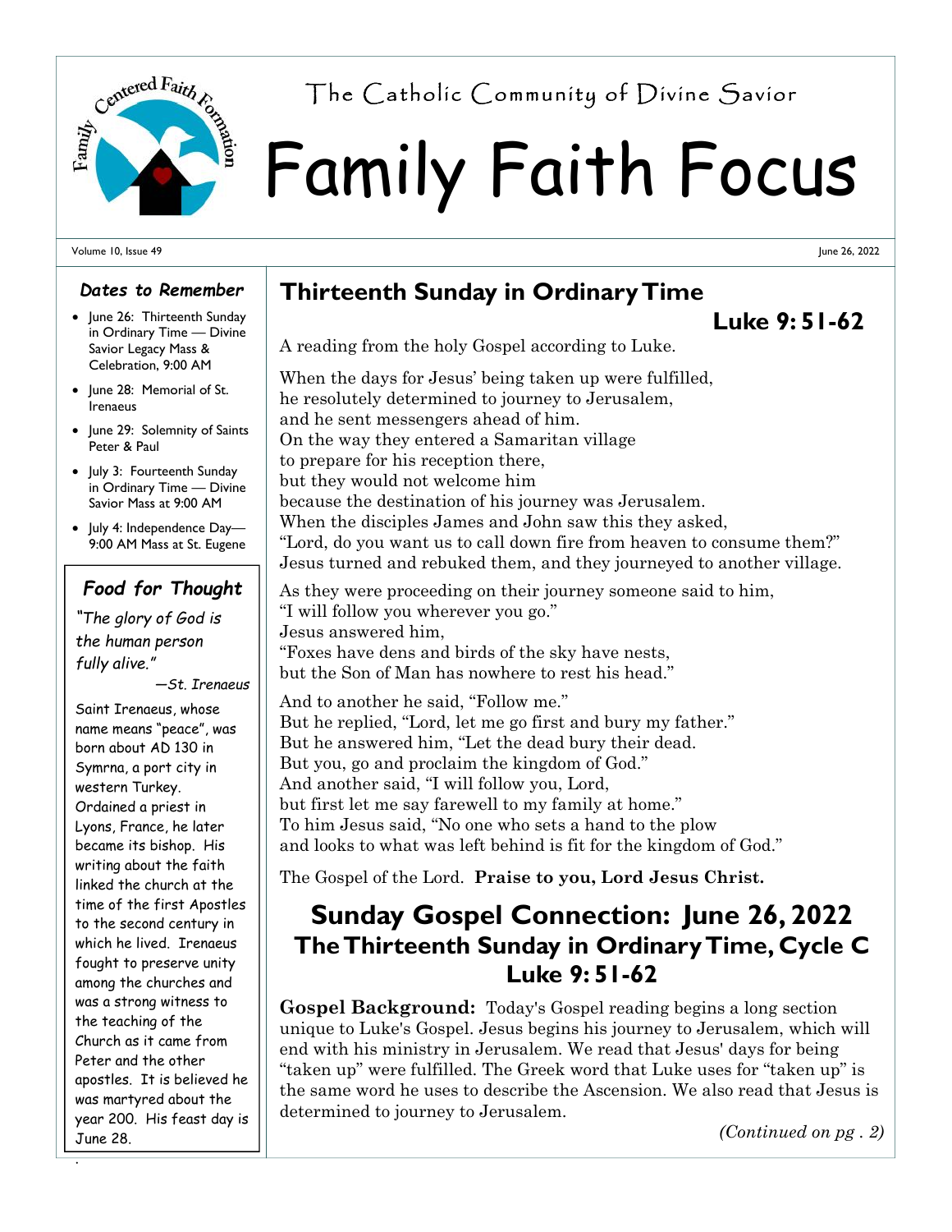The Catholic Community of Divine Savior

# Family Faith Focus

Volume 10, Issue 49 — June 26, 2022

### *Dates to Remember*

- June 26: Thirteenth Sunday in Ordinary Time — Divine Savior Legacy Mass & Celebration, 9:00 AM
- June 28: Memorial of St. Irenaeus
- June 29: Solemnity of Saints Peter & Paul
- July 3: Fourteenth Sunday in Ordinary Time — Divine Savior Mass at 9:00 AM
- July 4: Independence Day—9:00 AM Mass at St. Eugene

### *Food for Thought*

*"The glory of God is the human person fully alive."*

*—St. Irenaeus*

Saint Irenaeus, whose name means "peace", was born about AD 130 in Symrna, a port city in western Turkey. Ordained a priest in Lyons, France, he later became its bishop. His writing about the faith linked the church at the time of the first Apostles to the second century in which he lived. Irenaeus fought to preserve unity among the churches and was a strong witness to the teaching of the Church as it came from Peter and the other apostles. It is believed he was martyred about the year 200. His feast day is June 28.

## Thirteenth Sunday in Ordinary Time

### Luke 9: 51-62

A reading from the holy Gospel according to Luke.

When the days for Jesus' being taken up were fulfilled,
he resolutely determined to journey to Jerusalem,
and he sent messengers ahead of him.
On the way they entered a Samaritan village
to prepare for his reception there,
but they would not welcome him
because the destination of his journey was Jerusalem.
When the disciples James and John saw this they asked,
"Lord, do you want us to call down fire from heaven to consume them?"
Jesus turned and rebuked them, and they journeyed to another village.

As they were proceeding on their journey someone said to him,
"I will follow you wherever you go."
Jesus answered him,
"Foxes have dens and birds of the sky have nests,
but the Son of Man has nowhere to rest his head."

And to another he said, "Follow me."
But he replied, "Lord, let me go first and bury my father."
But he answered him, "Let the dead bury their dead.
But you, go and proclaim the kingdom of God."
And another said, "I will follow you, Lord,
but first let me say farewell to my family at home."
To him Jesus said, "No one who sets a hand to the plow
and looks to what was left behind is fit for the kingdom of God."

The Gospel of the Lord. **Praise to you, Lord Jesus Christ.**

## Sunday Gospel Connection: June 26, 2022
## The Thirteenth Sunday in Ordinary Time, Cycle C
## Luke 9: 51-62

**Gospel Background:** Today's Gospel reading begins a long section unique to Luke's Gospel. Jesus begins his journey to Jerusalem, which will end with his ministry in Jerusalem. We read that Jesus' days for being "taken up" were fulfilled. The Greek word that Luke uses for "taken up" is the same word he uses to describe the Ascension. We also read that Jesus is determined to journey to Jerusalem.

*(Continued on pg . 2)*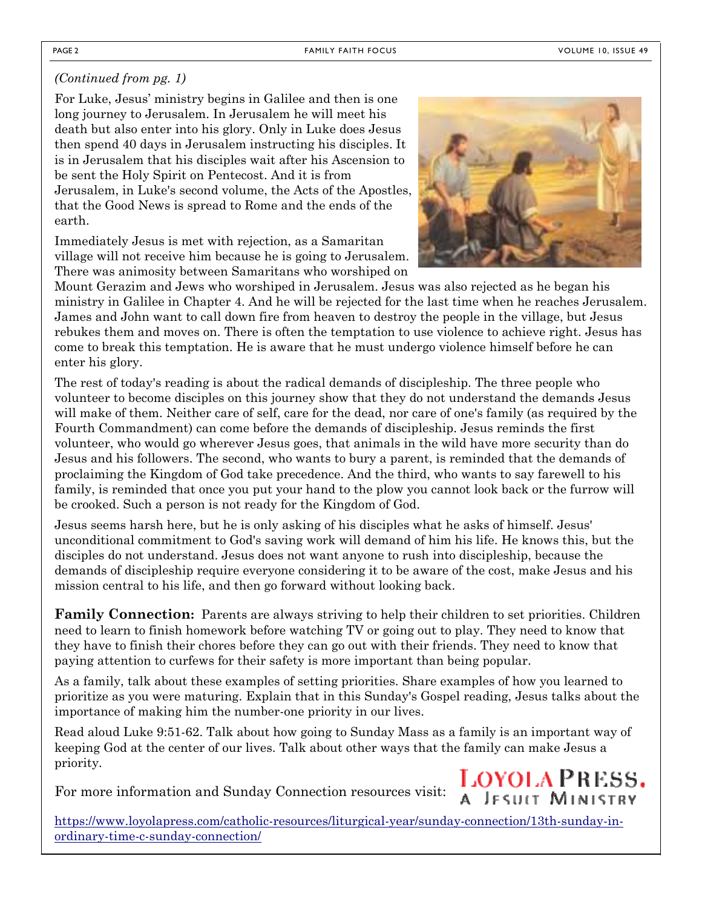*(Continued from pg. 1)*

For Luke, Jesus' ministry begins in Galilee and then is one long journey to Jerusalem. In Jerusalem he will meet his death but also enter into his glory. Only in Luke does Jesus then spend 40 days in Jerusalem instructing his disciples. It is in Jerusalem that his disciples wait after his Ascension to be sent the Holy Spirit on Pentecost. And it is from Jerusalem, in Luke's second volume, the Acts of the Apostles, that the Good News is spread to Rome and the ends of the earth.

Immediately Jesus is met with rejection, as a Samaritan village will not receive him because he is going to Jerusalem. There was animosity between Samaritans who worshiped on Mount Gerazim and Jews who worshiped in Jerusalem. Jesus was also rejected as he began his ministry in Galilee in Chapter 4. And he will be rejected for the last time when he reaches Jerusalem. James and John want to call down fire from heaven to destroy the people in the village, but Jesus rebukes them and moves on. There is often the temptation to use violence to achieve right. Jesus has come to break this temptation. He is aware that he must undergo violence himself before he can enter his glory.

The rest of today's reading is about the radical demands of discipleship. The three people who volunteer to become disciples on this journey show that they do not understand the demands Jesus will make of them. Neither care of self, care for the dead, nor care of one's family (as required by the Fourth Commandment) can come before the demands of discipleship. Jesus reminds the first volunteer, who would go wherever Jesus goes, that animals in the wild have more security than do Jesus and his followers. The second, who wants to bury a parent, is reminded that the demands of proclaiming the Kingdom of God take precedence. And the third, who wants to say farewell to his family, is reminded that once you put your hand to the plow you cannot look back or the furrow will be crooked. Such a person is not ready for the Kingdom of God.

Jesus seems harsh here, but he is only asking of his disciples what he asks of himself. Jesus' unconditional commitment to God's saving work will demand of him his life. He knows this, but the disciples do not understand. Jesus does not want anyone to rush into discipleship, because the demands of discipleship require everyone considering it to be aware of the cost, make Jesus and his mission central to his life, and then go forward without looking back.

**Family Connection:** Parents are always striving to help their children to set priorities. Children need to learn to finish homework before watching TV or going out to play. They need to know that they have to finish their chores before they can go out with their friends. They need to know that paying attention to curfews for their safety is more important than being popular.

As a family, talk about these examples of setting priorities. Share examples of how you learned to prioritize as you were maturing. Explain that in this Sunday's Gospel reading, Jesus talks about the importance of making him the number-one priority in our lives.

Read aloud Luke 9:51-62. Talk about how going to Sunday Mass as a family is an important way of keeping God at the center of our lives. Talk about other ways that the family can make Jesus a priority.

For more information and Sunday Connection resources visit:

LOYOLA PRESS. A JESUIT MINISTRY

https://www.loyolapress.com/catholic-resources/liturgical-year/sunday-connection/13th-sunday-in-ordinary-time-c-sunday-connection/